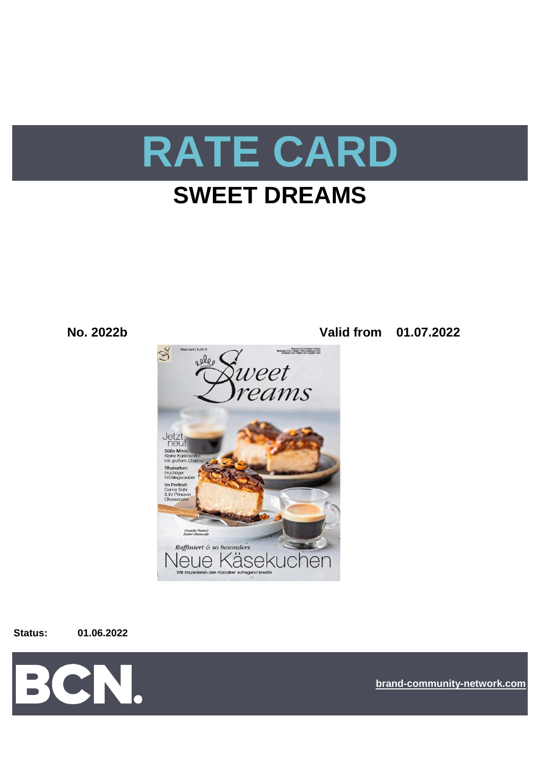# RATE CARD

## SWEET DREAMS

**No. 2022b** **Valid from 01.07.2022**

**Status:** **01.06.2022**

BCN.

brand-community-network.com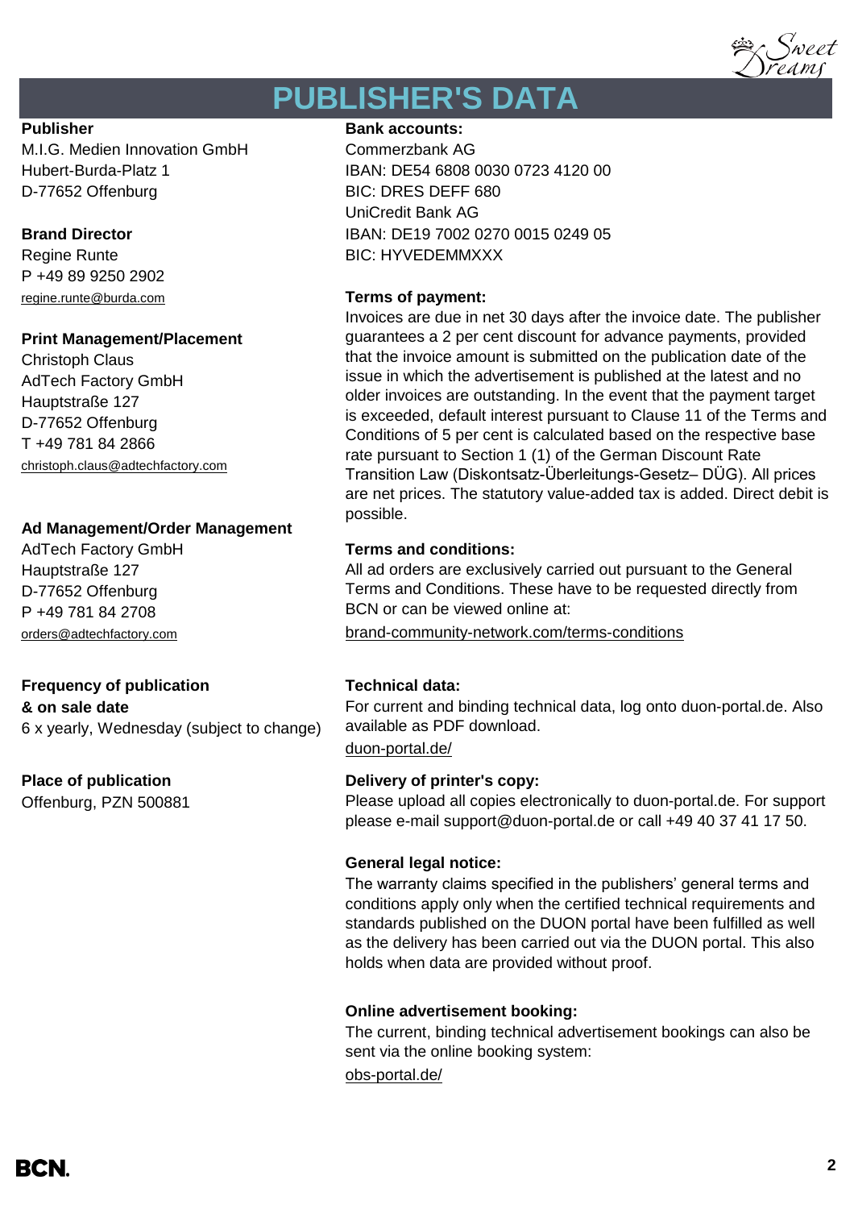# PUBLISHER'S DATA

**Publisher**
M.I.G. Medien Innovation GmbH
Hubert-Burda-Platz 1
D-77652 Offenburg

**Brand Director**
Regine Runte
P +49 89 9250 2902
regine.runte@burda.com

**Print Management/Placement**
Christoph Claus
AdTech Factory GmbH
Hauptstraße 127
D-77652 Offenburg
T +49 781 84 2866
christoph.claus@adtechfactory.com

**Ad Management/Order Management**
AdTech Factory GmbH
Hauptstraße 127
D-77652 Offenburg
P +49 781 84 2708
orders@adtechfactory.com

**Frequency of publication & on sale date**
6 x yearly, Wednesday (subject to change)

**Place of publication**
Offenburg, PZN 500881

**Bank accounts:**
Commerzbank AG
IBAN: DE54 6808 0030 0723 4120 00
BIC: DRES DEFF 680
UniCredit Bank AG
IBAN: DE19 7002 0270 0015 0249 05
BIC: HYVEDEMMXXX

**Terms of payment:**
Invoices are due in net 30 days after the invoice date. The publisher guarantees a 2 per cent discount for advance payments, provided that the invoice amount is submitted on the publication date of the issue in which the advertisement is published at the latest and no older invoices are outstanding. In the event that the payment target is exceeded, default interest pursuant to Clause 11 of the Terms and Conditions of 5 per cent is calculated based on the respective base rate pursuant to Section 1 (1) of the German Discount Rate Transition Law (Diskontsatz-Überleitungs-Gesetz– DÜG). All prices are net prices. The statutory value-added tax is added. Direct debit is possible.

**Terms and conditions:**
All ad orders are exclusively carried out pursuant to the General Terms and Conditions. These have to be requested directly from BCN or can be viewed online at:
brand-community-network.com/terms-conditions

**Technical data:**
For current and binding technical data, log onto duon-portal.de. Also available as PDF download.
duon-portal.de/

**Delivery of printer's copy:**
Please upload all copies electronically to duon-portal.de. For support please e-mail support@duon-portal.de or call +49 40 37 41 17 50.

**General legal notice:**
The warranty claims specified in the publishers' general terms and conditions apply only when the certified technical requirements and standards published on the DUON portal have been fulfilled as well as the delivery has been carried out via the DUON portal. This also holds when data are provided without proof.

**Online advertisement booking:**
The current, binding technical advertisement bookings can also be sent via the online booking system:
obs-portal.de/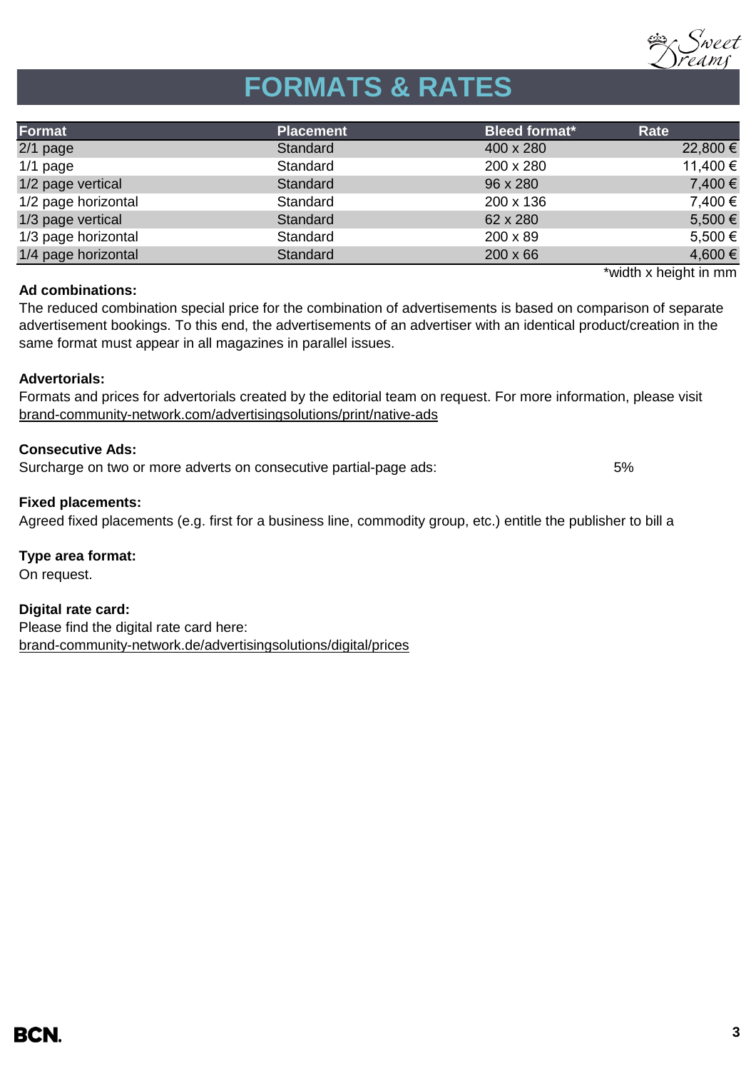# FORMATS & RATES

| Format | Placement | Bleed format* | Rate |
|---|---|---|---|
| 2/1 page | Standard | 400 x 280 | 22,800 € |
| 1/1 page | Standard | 200 x 280 | 11,400 € |
| 1/2 page vertical | Standard | 96 x 280 | 7,400 € |
| 1/2 page horizontal | Standard | 200 x 136 | 7,400 € |
| 1/3 page vertical | Standard | 62 x 280 | 5,500 € |
| 1/3 page horizontal | Standard | 200 x 89 | 5,500 € |
| 1/4 page horizontal | Standard | 200 x 66 | 4,600 € |

*width x height in mm

**Ad combinations:**
The reduced combination special price for the combination of advertisements is based on comparison of separate advertisement bookings. To this end, the advertisements of an advertiser with an identical product/creation in the same format must appear in all magazines in parallel issues.

**Advertorials:**
Formats and prices for advertorials created by the editorial team on request. For more information, please visit
brand-community-network.com/advertisingsolutions/print/native-ads

**Consecutive Ads:**
Surcharge on two or more adverts on consecutive partial-page ads: 5%

**Fixed placements:**
Agreed fixed placements (e.g. first for a business line, commodity group, etc.) entitle the publisher to bill a

**Type area format:**
On request.

**Digital rate card:**
Please find the digital rate card here:
brand-community-network.de/advertisingsolutions/digital/prices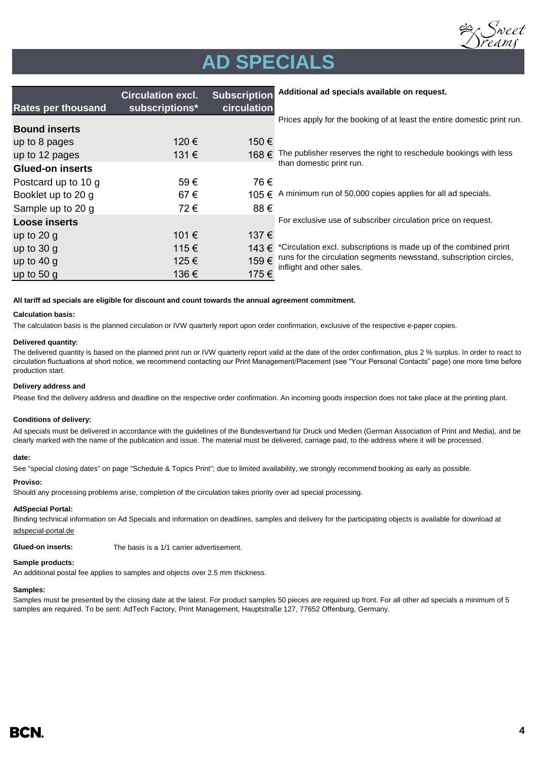# AD SPECIALS

| Rates per thousand | Circulation excl. subscriptions* | Subscription circulation |
|---|---|---|
| **Bound inserts** | | |
| up to 8 pages | 120 € | 150 € |
| up to 12 pages | 131 € | 168 € |
| **Glued-on inserts** | | |
| Postcard up to 10 g | 59 € | 76 € |
| Booklet up to 20 g | 67 € | 105 € |
| Sample up to 20 g | 72 € | 88 € |
| **Loose inserts** | | |
| up to 20 g | 101 € | 137 € |
| up to 30 g | 115 € | 143 € |
| up to 40 g | 125 € | 159 € |
| up to 50 g | 136 € | 175 € |

**Additional ad specials available on request.**

Prices apply for the booking of at least the entire domestic print run.

The publisher reserves the right to reschedule bookings with less than domestic print run.

A minimum run of 50,000 copies applies for all ad specials.

For exclusive use of subscriber circulation price on request.

*Circulation excl. subscriptions is made up of the combined print runs for the circulation segments newsstand, subscription circles, inflight and other sales.

**All tariff ad specials are eligible for discount and count towards the annual agreement commitment.**

**Calculation basis:**

The calculation basis is the planned circulation or IVW quarterly report upon order confirmation, exclusive of the respective e-paper copies.

**Delivered quantity:**

The delivered quantity is based on the planned print run or IVW quarterly report valid at the date of the order confirmation, plus 2 % surplus. In order to react to circulation fluctuations at short notice, we recommend contacting our Print Management/Placement (see "Your Personal Contacts" page) one more time before production start.

**Delivery address and**

Please find the delivery address and deadline on the respective order confirmation. An incoming goods inspection does not take place at the printing plant.

**Conditions of delivery:**

Ad specials must be delivered in accordance with the guidelines of the Bundesverband für Druck und Medien (German Association of Print and Media), and be clearly marked with the name of the publication and issue. The material must be delivered, carriage paid, to the address where it will be processed.

**date:**

See "special closing dates" on page "Schedule & Topics Print"; due to limited availability, we strongly recommend booking as early as possible.

**Proviso:**

Should any processing problems arise, completion of the circulation takes priority over ad special processing.

**AdSpecial Portal:**

Binding technical information on Ad Specials and information on deadlines, samples and delivery for the participating objects is available for download at adspecial-portal.de

**Glued-on inserts:** The basis is a 1/1 carrier advertisement.

**Sample products:**

An additional postal fee applies to samples and objects over 2.5 mm thickness.

**Samples:**

Samples must be presented by the closing date at the latest. For product samples 50 pieces are required up front. For all other ad specials a minimum of 5 samples are required. To be sent: AdTech Factory, Print Management, Hauptstraße 127, 77652 Offenburg, Germany.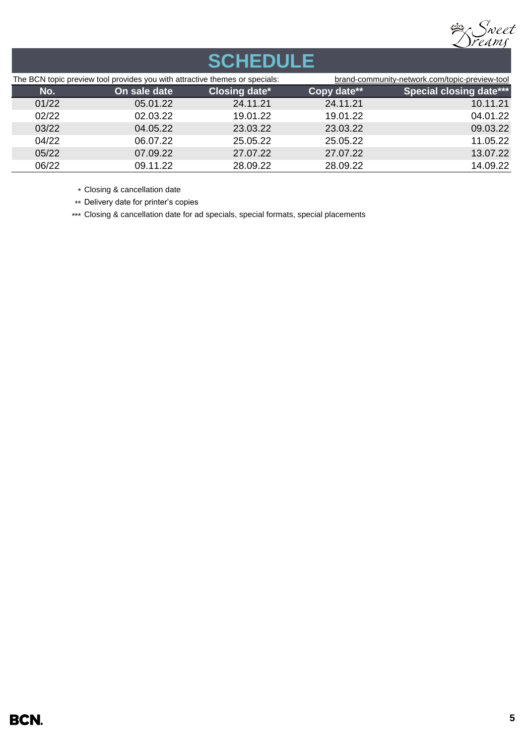# SCHEDULE

The BCN topic preview tool provides you with attractive themes or specials: brand-community-network.com/topic-preview-tool

| No. | On sale date | Closing date* | Copy date** | Special closing date*** |
|---|---|---|---|---|
| 01/22 | 05.01.22 | 24.11.21 | 24.11.21 | 10.11.21 |
| 02/22 | 02.03.22 | 19.01.22 | 19.01.22 | 04.01.22 |
| 03/22 | 04.05.22 | 23.03.22 | 23.03.22 | 09.03.22 |
| 04/22 | 06.07.22 | 25.05.22 | 25.05.22 | 11.05.22 |
| 05/22 | 07.09.22 | 27.07.22 | 27.07.22 | 13.07.22 |
| 06/22 | 09.11.22 | 28.09.22 | 28.09.22 | 14.09.22 |

\* Closing & cancellation date

** Delivery date for printer's copies

*** Closing & cancellation date for ad specials, special formats, special placements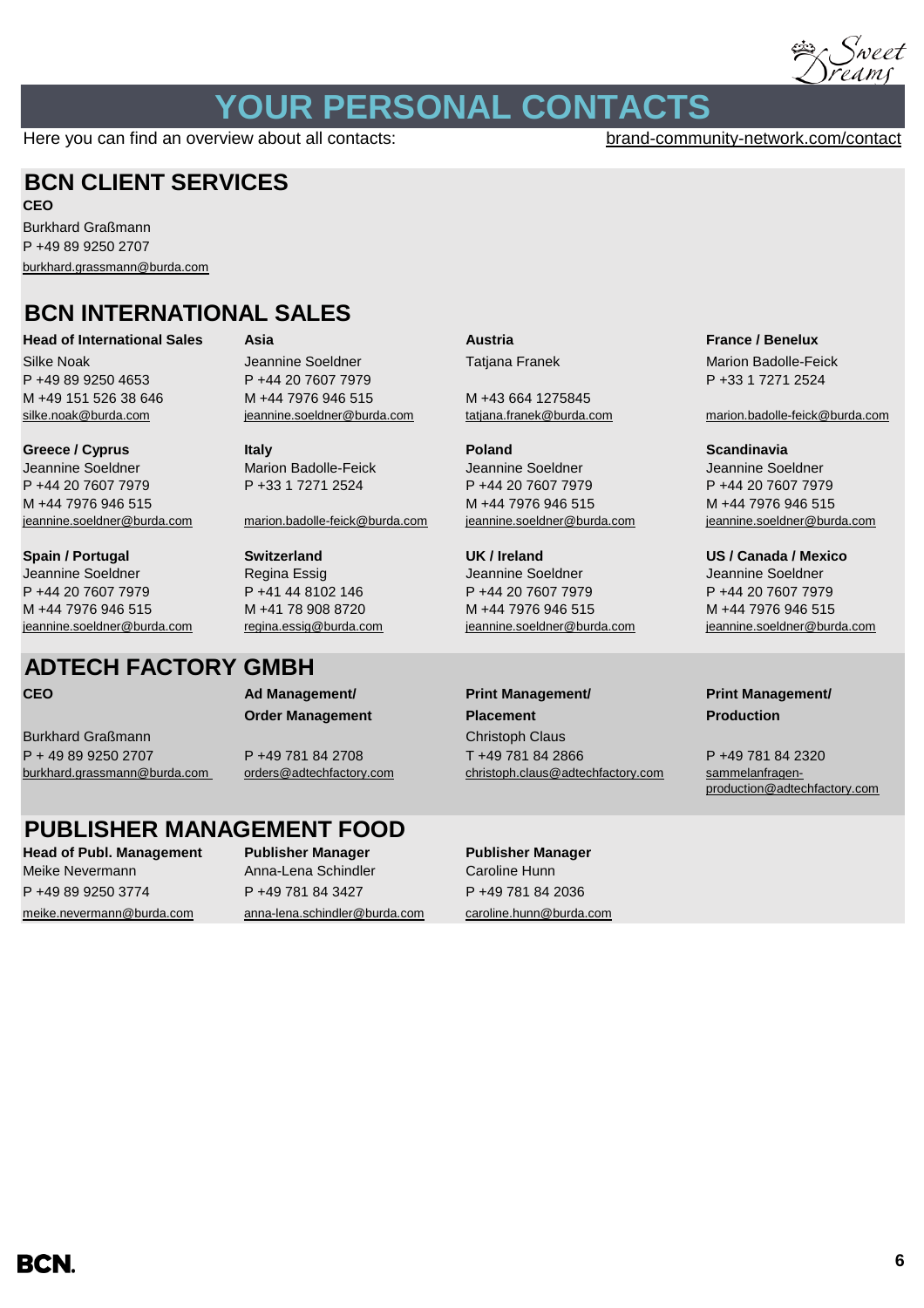# YOUR PERSONAL CONTACTS

Here you can find an overview about all contacts: brand-community-network.com/contact

## BCN CLIENT SERVICES

**CEO**
Burkhard Graßmann
P +49 89 9250 2707
burkhard.grassmann@burda.com

## BCN INTERNATIONAL SALES

**Head of International Sales**
Silke Noak
P +49 89 9250 4653
M +49 151 526 38 646
silke.noak@burda.com

**Asia**
Jeannine Soeldner
P +44 20 7607 7979
M +44 7976 946 515
jeannine.soeldner@burda.com

**Austria**
Tatjana Franek
M +43 664 1275845
tatjana.franek@burda.com

**France / Benelux**
Marion Badolle-Feick
P +33 1 7271 2524
marion.badolle-feick@burda.com

**Greece / Cyprus**
Jeannine Soeldner
P +44 20 7607 7979
M +44 7976 946 515
jeannine.soeldner@burda.com

**Italy**
Marion Badolle-Feick
P +33 1 7271 2524
marion.badolle-feick@burda.com

**Poland**
Jeannine Soeldner
P +44 20 7607 7979
M +44 7976 946 515
jeannine.soeldner@burda.com

**Scandinavia**
Jeannine Soeldner
P +44 20 7607 7979
M +44 7976 946 515
jeannine.soeldner@burda.com

**Spain / Portugal**
Jeannine Soeldner
P +44 20 7607 7979
M +44 7976 946 515
jeannine.soeldner@burda.com

**Switzerland**
Regina Essig
P +41 44 8102 146
M +41 78 908 8720
regina.essig@burda.com

**UK / Ireland**
Jeannine Soeldner
P +44 20 7607 7979
M +44 7976 946 515
jeannine.soeldner@burda.com

**US / Canada / Mexico**
Jeannine Soeldner
P +44 20 7607 7979
M +44 7976 946 515
jeannine.soeldner@burda.com

## ADTECH FACTORY GMBH

**CEO**
Burkhard Graßmann
P + 49 89 9250 2707
burkhard.grassmann@burda.com

**Ad Management/ Order Management**
P +49 781 84 2708
orders@adtechfactory.com

**Print Management/ Placement**
Christoph Claus
T +49 781 84 2866
christoph.claus@adtechfactory.com

**Print Management/ Production**
P +49 781 84 2320
sammelanfragen-production@adtechfactory.com

## PUBLISHER MANAGEMENT FOOD

**Head of Publ. Management**
Meike Nevermann
P +49 89 9250 3774
meike.nevermann@burda.com

**Publisher Manager**
Anna-Lena Schindler
P +49 781 84 3427
anna-lena.schindler@burda.com

**Publisher Manager**
Caroline Hunn
P +49 781 84 2036
caroline.hunn@burda.com